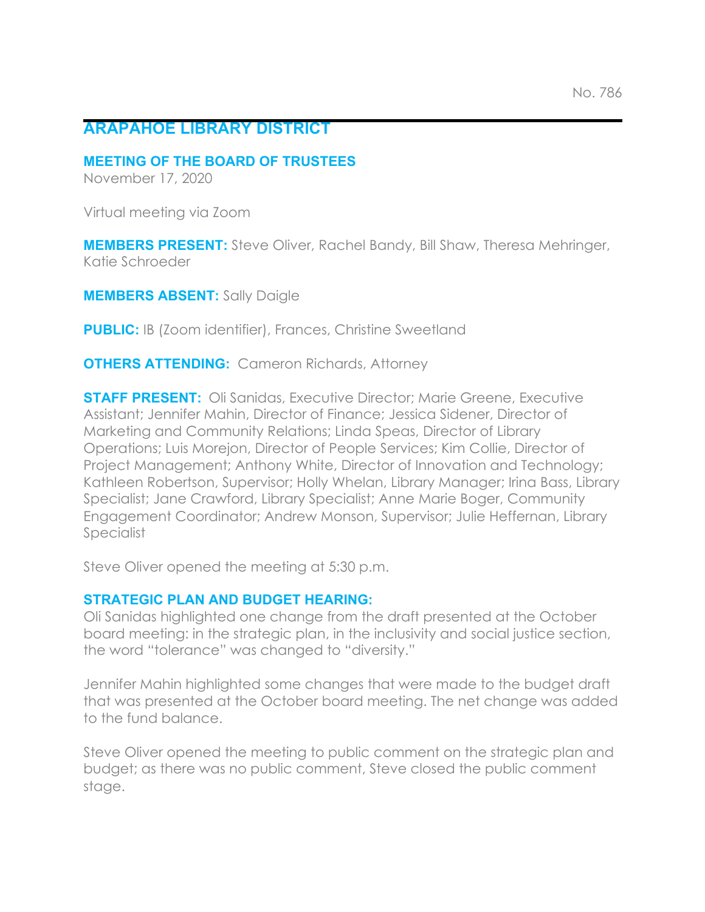No. 786

# ARAPAHOE LIBRARY DISTRICT

## MEETING OF THE BOARD OF TRUSTEES

November 17, 2020

Virtual meeting via Zoom

**MEMBERS PRESENT:** Steve Oliver, Rachel Bandy, Bill Shaw, Theresa Mehringer, Katie Schroeder

**MEMBERS ABSENT:** Sally Daigle

**PUBLIC:** IB (Zoom identifier), Frances, Christine Sweetland

**OTHERS ATTENDING:** Cameron Richards, Attorney

**STAFF PRESENT:** Oli Sanidas, Executive Director; Marie Greene, Executive Assistant; Jennifer Mahin, Director of Finance; Jessica Sidener, Director of Marketing and Community Relations; Linda Speas, Director of Library Operations; Luis Morejon, Director of People Services; Kim Collie, Director of Project Management; Anthony White, Director of Innovation and Technology; Kathleen Robertson, Supervisor; Holly Whelan, Library Manager; Irina Bass, Library Specialist; Jane Crawford, Library Specialist; Anne Marie Boger, Community Engagement Coordinator; Andrew Monson, Supervisor; Julie Heffernan, Library Specialist

Steve Oliver opened the meeting at 5:30 p.m.

## STRATEGIC PLAN AND BUDGET HEARING:

Oli Sanidas highlighted one change from the draft presented at the October board meeting: in the strategic plan, in the inclusivity and social justice section, the word "tolerance" was changed to "diversity."

Jennifer Mahin highlighted some changes that were made to the budget draft that was presented at the October board meeting. The net change was added to the fund balance.

Steve Oliver opened the meeting to public comment on the strategic plan and budget; as there was no public comment, Steve closed the public comment stage.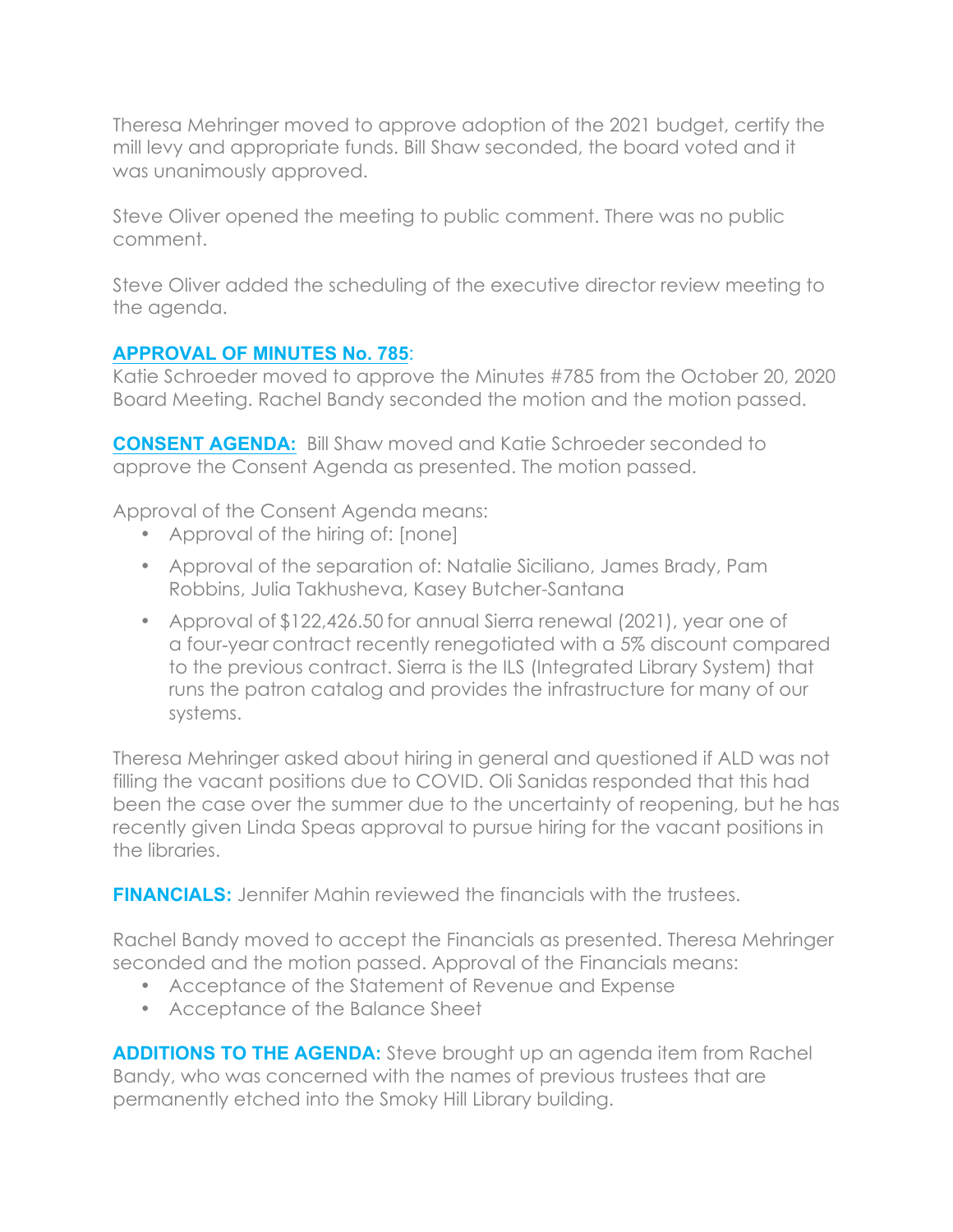Theresa Mehringer moved to approve adoption of the 2021 budget, certify the mill levy and appropriate funds. Bill Shaw seconded, the board voted and it was unanimously approved.

Steve Oliver opened the meeting to public comment. There was no public comment.

Steve Oliver added the scheduling of the executive director review meeting to the agenda.

**APPROVAL OF MINUTES No. 785**:
Katie Schroeder moved to approve the Minutes #785 from the October 20, 2020 Board Meeting. Rachel Bandy seconded the motion and the motion passed.

**CONSENT AGENDA:** Bill Shaw moved and Katie Schroeder seconded to approve the Consent Agenda as presented. The motion passed.

Approval of the Consent Agenda means:

- Approval of the hiring of: [none]
- Approval of the separation of: Natalie Siciliano, James Brady, Pam Robbins, Julia Takhusheva, Kasey Butcher-Santana
- Approval of $122,426.50 for annual Sierra renewal (2021), year one of a four-year contract recently renegotiated with a 5% discount compared to the previous contract. Sierra is the ILS (Integrated Library System) that runs the patron catalog and provides the infrastructure for many of our systems.

Theresa Mehringer asked about hiring in general and questioned if ALD was not filling the vacant positions due to COVID. Oli Sanidas responded that this had been the case over the summer due to the uncertainty of reopening, but he has recently given Linda Speas approval to pursue hiring for the vacant positions in the libraries.

**FINANCIALS:** Jennifer Mahin reviewed the financials with the trustees.

Rachel Bandy moved to accept the Financials as presented. Theresa Mehringer seconded and the motion passed. Approval of the Financials means:

- Acceptance of the Statement of Revenue and Expense
- Acceptance of the Balance Sheet

**ADDITIONS TO THE AGENDA:** Steve brought up an agenda item from Rachel Bandy, who was concerned with the names of previous trustees that are permanently etched into the Smoky Hill Library building.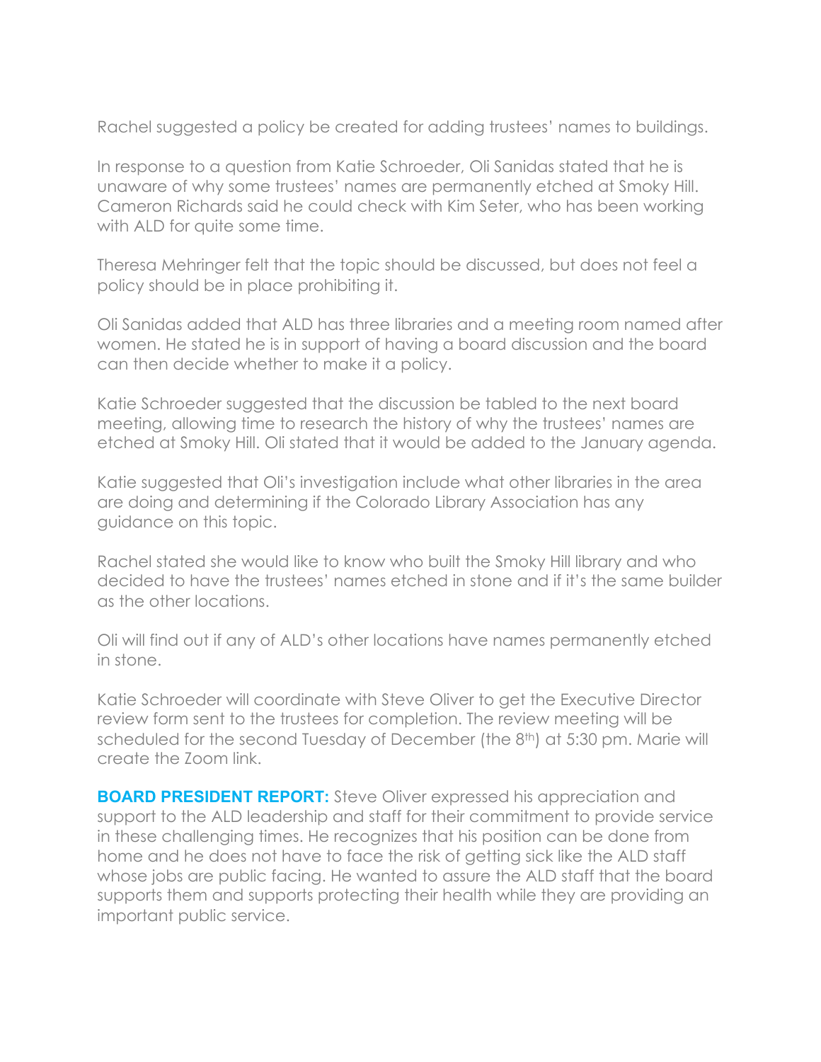Rachel suggested a policy be created for adding trustees' names to buildings.

In response to a question from Katie Schroeder, Oli Sanidas stated that he is unaware of why some trustees' names are permanently etched at Smoky Hill. Cameron Richards said he could check with Kim Seter, who has been working with ALD for quite some time.

Theresa Mehringer felt that the topic should be discussed, but does not feel a policy should be in place prohibiting it.

Oli Sanidas added that ALD has three libraries and a meeting room named after women. He stated he is in support of having a board discussion and the board can then decide whether to make it a policy.

Katie Schroeder suggested that the discussion be tabled to the next board meeting, allowing time to research the history of why the trustees' names are etched at Smoky Hill. Oli stated that it would be added to the January agenda.

Katie suggested that Oli's investigation include what other libraries in the area are doing and determining if the Colorado Library Association has any guidance on this topic.

Rachel stated she would like to know who built the Smoky Hill library and who decided to have the trustees' names etched in stone and if it's the same builder as the other locations.

Oli will find out if any of ALD's other locations have names permanently etched in stone.

Katie Schroeder will coordinate with Steve Oliver to get the Executive Director review form sent to the trustees for completion. The review meeting will be scheduled for the second Tuesday of December (the 8th) at 5:30 pm. Marie will create the Zoom link.

**BOARD PRESIDENT REPORT:** Steve Oliver expressed his appreciation and support to the ALD leadership and staff for their commitment to provide service in these challenging times. He recognizes that his position can be done from home and he does not have to face the risk of getting sick like the ALD staff whose jobs are public facing. He wanted to assure the ALD staff that the board supports them and supports protecting their health while they are providing an important public service.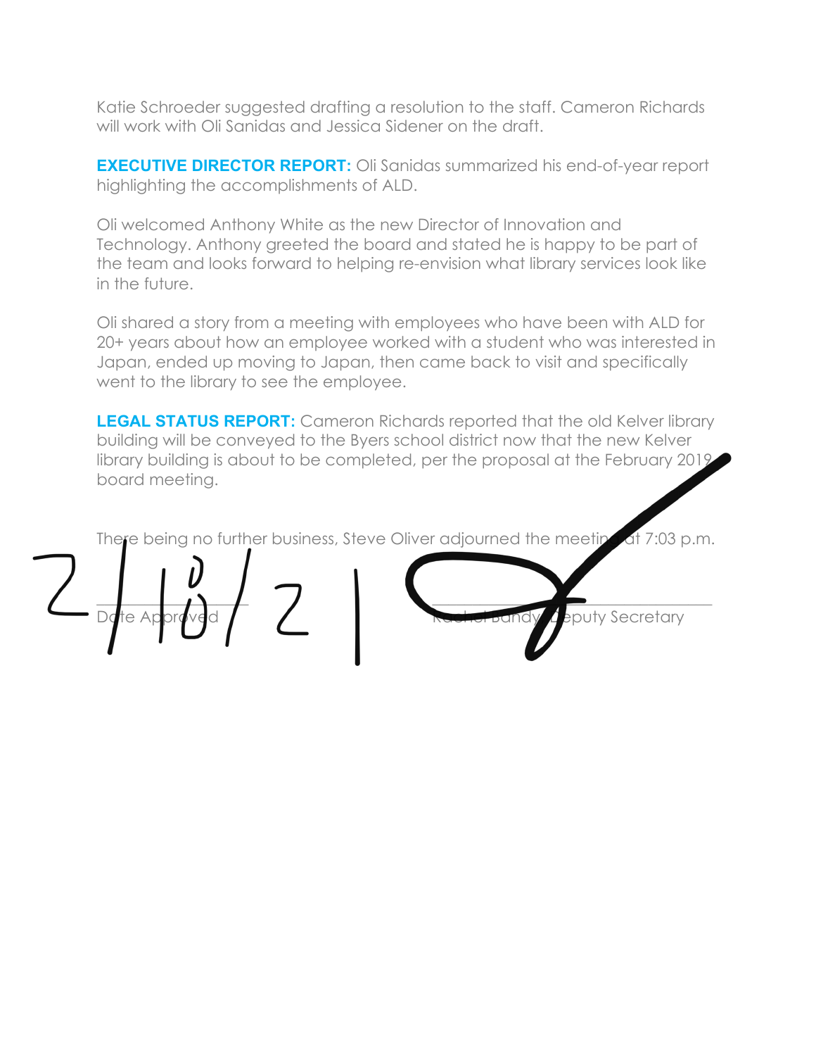Katie Schroeder suggested drafting a resolution to the staff. Cameron Richards will work with Oli Sanidas and Jessica Sidener on the draft.

**EXECUTIVE DIRECTOR REPORT:** Oli Sanidas summarized his end-of-year report highlighting the accomplishments of ALD.

Oli welcomed Anthony White as the new Director of Innovation and Technology. Anthony greeted the board and stated he is happy to be part of the team and looks forward to helping re-envision what library services look like in the future.

Oli shared a story from a meeting with employees who have been with ALD for 20+ years about how an employee worked with a student who was interested in Japan, ended up moving to Japan, then came back to visit and specifically went to the library to see the employee.

**LEGAL STATUS REPORT:** Cameron Richards reported that the old Kelver library building will be conveyed to the Byers school district now that the new Kelver library building is about to be completed, per the proposal at the February 2019 board meeting.

There being no further business, Steve Oliver adjourned the meeting at 7:03 p.m.

2/18/21

Date Approved

Rachel Bandy, Deputy Secretary